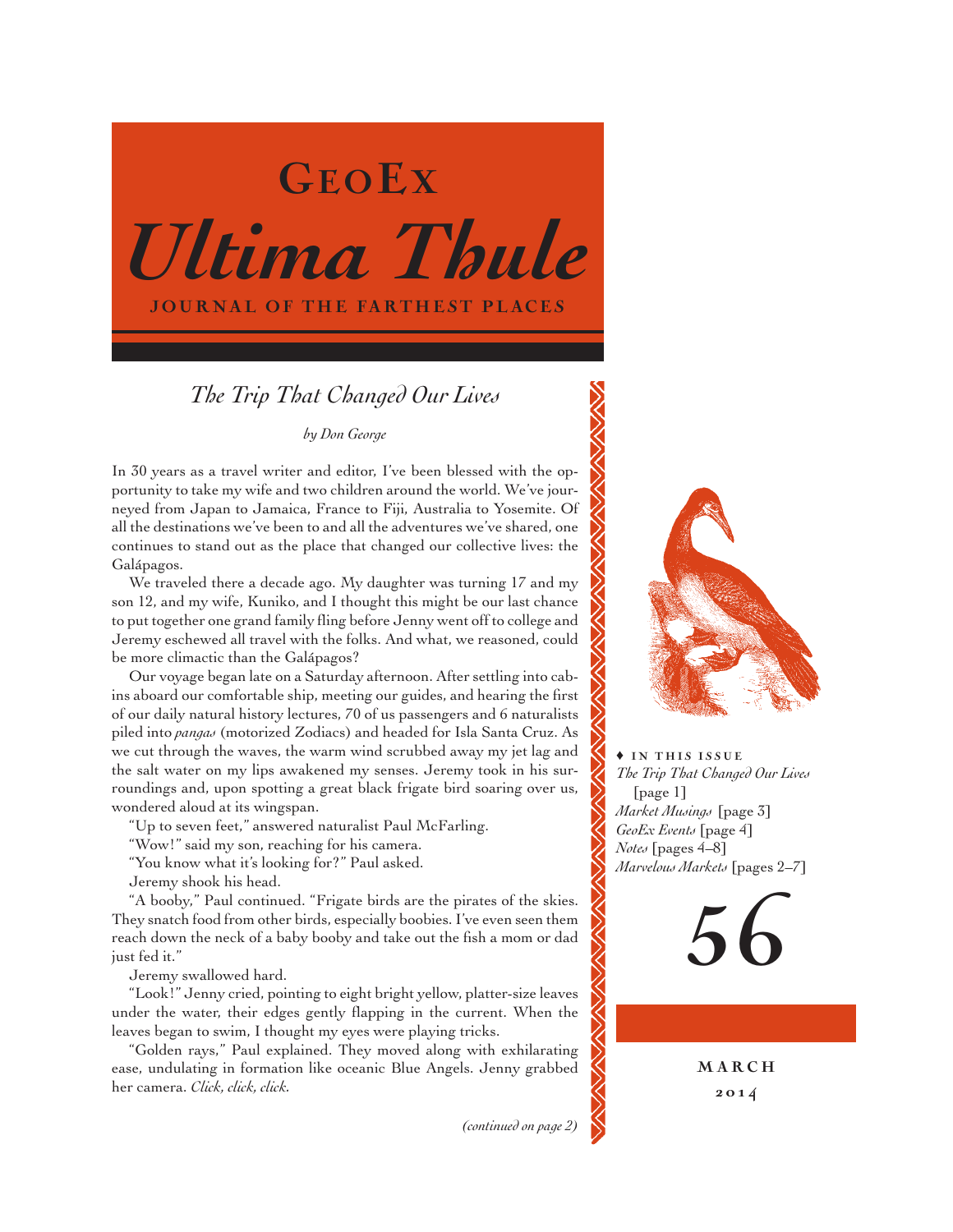# GeoEx

# *Ultima Thule*

**JOURNAL OF THE FARTHEST PLACES**

## *The Trip That Changed Our Lives*

*by Don George*

In 30 years as a travel writer and editor, I've been blessed with the opportunity to take my wife and two children around the world. We've journeyed from Japan to Jamaica, France to Fiji, Australia to Yosemite. Of all the destinations we've been to and all the adventures we've shared, one continues to stand out as the place that changed our collective lives: the Galápagos.

We traveled there a decade ago. My daughter was turning 17 and my son 12, and my wife, Kuniko, and I thought this might be our last chance to put together one grand family fling before Jenny went off to college and Jeremy eschewed all travel with the folks. And what, we reasoned, could be more climactic than the Galápagos?

Our voyage began late on a Saturday afternoon. After settling into cabins aboard our comfortable ship, meeting our guides, and hearing the first of our daily natural history lectures, 70 of us passengers and 6 naturalists piled into *pangas* (motorized Zodiacs) and headed for Isla Santa Cruz. As we cut through the waves, the warm wind scrubbed away my jet lag and the salt water on my lips awakened my senses. Jeremy took in his surroundings and, upon spotting a great black frigate bird soaring over us, wondered aloud at its wingspan.

"Up to seven feet," answered naturalist Paul McFarling.

"Wow!" said my son, reaching for his camera.

"You know what it's looking for?" Paul asked.

Jeremy shook his head.

"A booby," Paul continued. "Frigate birds are the pirates of the skies. They snatch food from other birds, especially boobies. I've even seen them reach down the neck of a baby booby and take out the fish a mom or dad just fed it."

Jeremy swallowed hard.

"Look!" Jenny cried, pointing to eight bright yellow, platter-size leaves under the water, their edges gently flapping in the current. When the leaves began to swim, I thought my eyes were playing tricks.

"Golden rays," Paul explained. They moved along with exhilarating ease, undulating in formation like oceanic Blue Angels. Jenny grabbed her camera. *Click, click, click.*

*(continued on page 2)*

♦ **IN THIS ISSUE**

*The Trip That Changed Our Lives* [page 1]
*Market Musings* [page 3]
*GeoEx Events* [page 4]
*Notes* [pages 4–8]
*Marvelous Markets* [pages 2–7]

**56**

**MARCH**
**2014**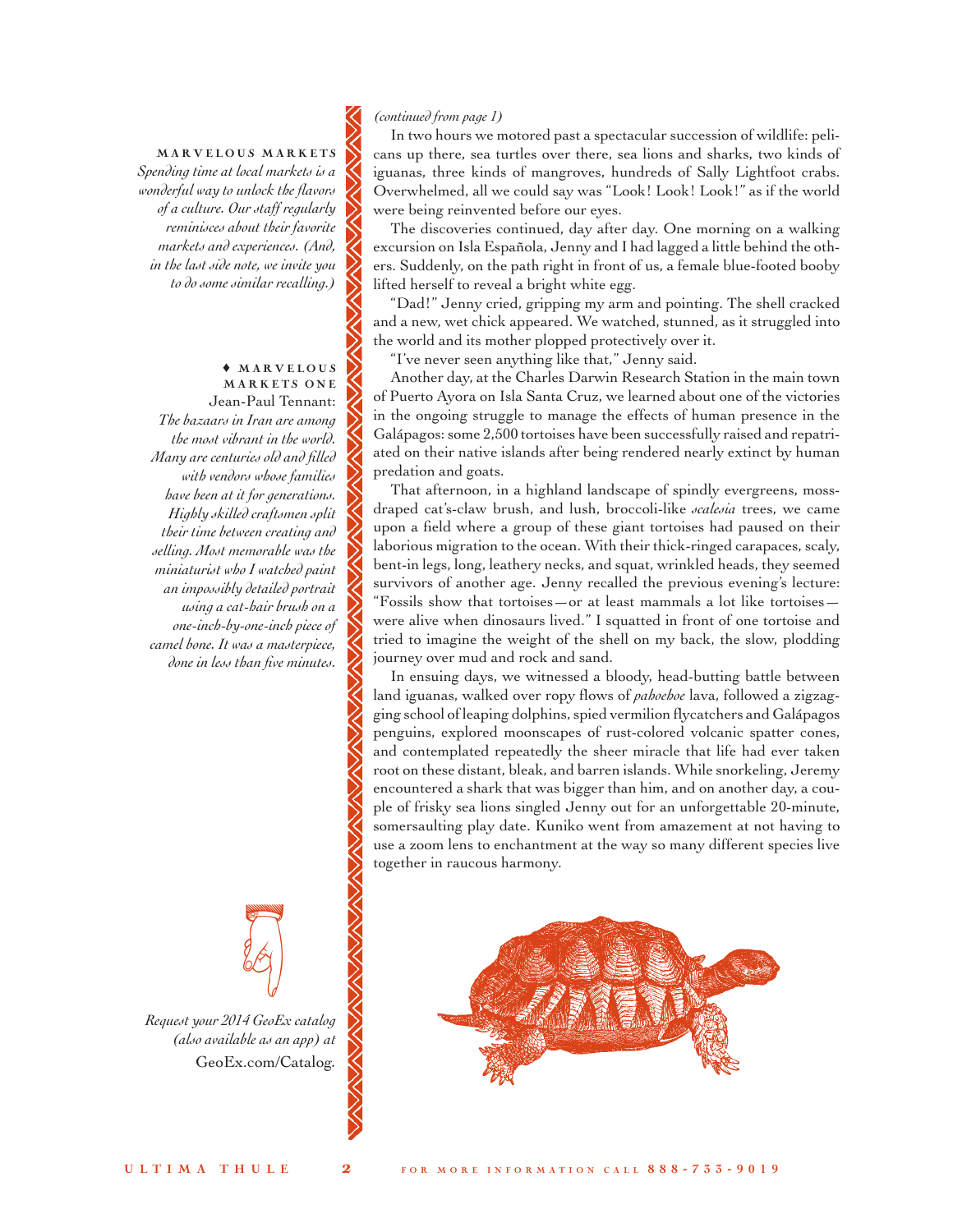*(continued from page 1)*

In two hours we motored past a spectacular succession of wildlife: pelicans up there, sea turtles over there, sea lions and sharks, two kinds of iguanas, three kinds of mangroves, hundreds of Sally Lightfoot crabs. Overwhelmed, all we could say was "Look! Look! Look!" as if the world were being reinvented before our eyes.

The discoveries continued, day after day. One morning on a walking excursion on Isla Española, Jenny and I had lagged a little behind the others. Suddenly, on the path right in front of us, a female blue-footed booby lifted herself to reveal a bright white egg.

"Dad!" Jenny cried, gripping my arm and pointing. The shell cracked and a new, wet chick appeared. We watched, stunned, as it struggled into the world and its mother plopped protectively over it.

"I've never seen anything like that," Jenny said.

Another day, at the Charles Darwin Research Station in the main town of Puerto Ayora on Isla Santa Cruz, we learned about one of the victories in the ongoing struggle to manage the effects of human presence in the Galápagos: some 2,500 tortoises have been successfully raised and repatriated on their native islands after being rendered nearly extinct by human predation and goats.

That afternoon, in a highland landscape of spindly evergreens, moss-draped cat's-claw brush, and lush, broccoli-like *scalesia* trees, we came upon a field where a group of these giant tortoises had paused on their laborious migration to the ocean. With their thick-ringed carapaces, scaly, bent-in legs, long, leathery necks, and squat, wrinkled heads, they seemed survivors of another age. Jenny recalled the previous evening's lecture: "Fossils show that tortoises—or at least mammals a lot like tortoises—were alive when dinosaurs lived." I squatted in front of one tortoise and tried to imagine the weight of the shell on my back, the slow, plodding journey over mud and rock and sand.

In ensuing days, we witnessed a bloody, head-butting battle between land iguanas, walked over ropy flows of *pahoehoe* lava, followed a zigzagging school of leaping dolphins, spied vermilion flycatchers and Galápagos penguins, explored moonscapes of rust-colored volcanic spatter cones, and contemplated repeatedly the sheer miracle that life had ever taken root on these distant, bleak, and barren islands. While snorkeling, Jeremy encountered a shark that was bigger than him, and on another day, a couple of frisky sea lions singled Jenny out for an unforgettable 20-minute, somersaulting play date. Kuniko went from amazement at not having to use a zoom lens to enchantment at the way so many different species live together in raucous harmony.

**MARVELOUS MARKETS**

*Spending time at local markets is a wonderful way to unlock the flavors of a culture. Our staff regularly reminisces about their favorite markets and experiences. (And, in the last side note, we invite you to do some similar recalling.)*

♦ **MARVELOUS MARKETS ONE**

Jean-Paul Tennant:

*The bazaars in Iran are among the most vibrant in the world. Many are centuries old and filled with vendors whose families have been at it for generations. Highly skilled craftsmen split their time between creating and selling. Most memorable was the miniaturist who I watched paint an impossibly detailed portrait using a cat-hair brush on a one-inch-by-one-inch piece of camel bone. It was a masterpiece, done in less than five minutes.*

*Request your 2014 GeoEx catalog (also available as an app) at* GeoEx.com/Catalog.

FOR MORE INFORMATION CALL **888-733-9019**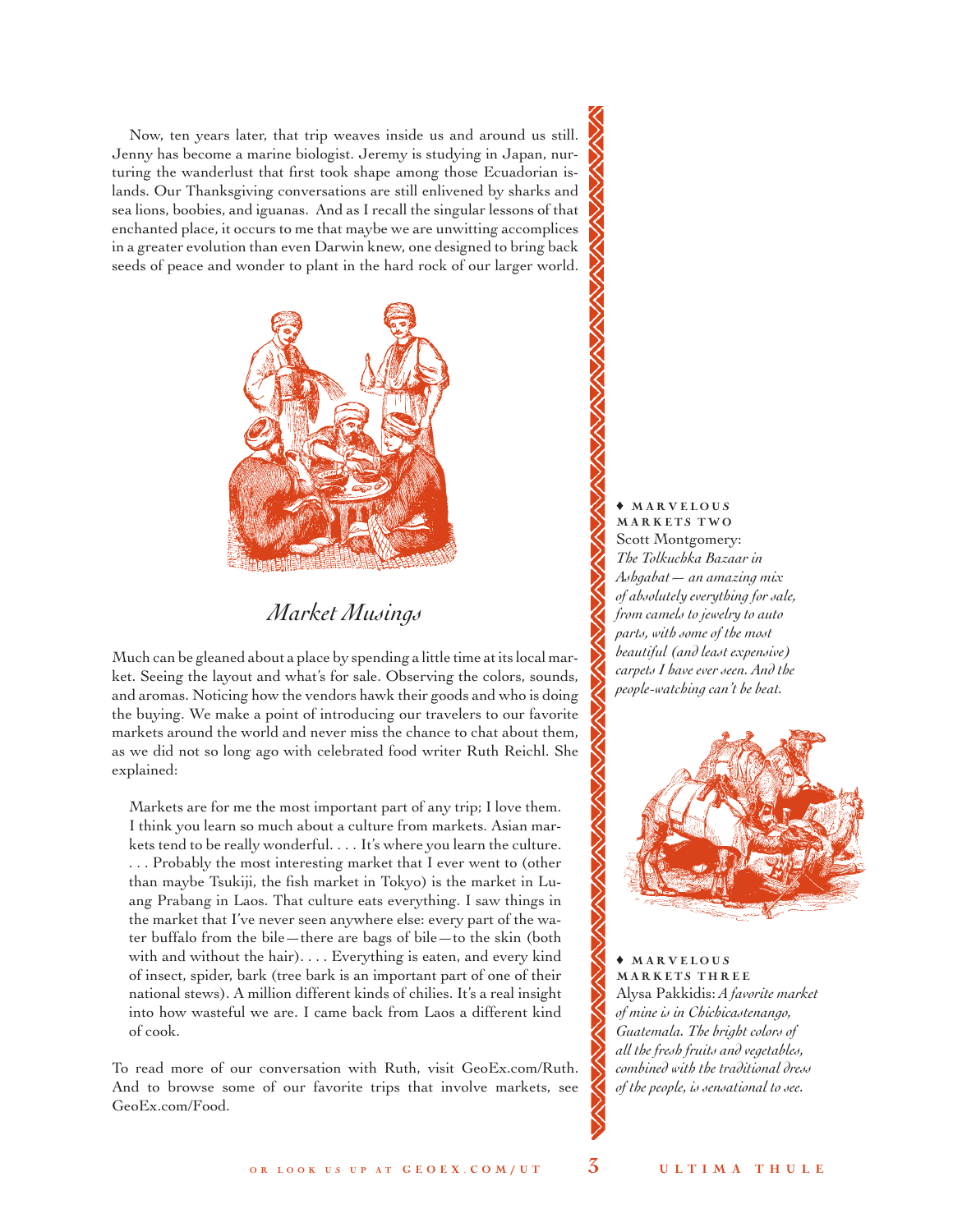Now, ten years later, that trip weaves inside us and around us still. Jenny has become a marine biologist. Jeremy is studying in Japan, nurturing the wanderlust that first took shape among those Ecuadorian islands. Our Thanksgiving conversations are still enlivened by sharks and sea lions, boobies, and iguanas. And as I recall the singular lessons of that enchanted place, it occurs to me that maybe we are unwitting accomplices in a greater evolution than even Darwin knew, one designed to bring back seeds of peace and wonder to plant in the hard rock of our larger world.

## *Market Musings*

Much can be gleaned about a place by spending a little time at its local market. Seeing the layout and what's for sale. Observing the colors, sounds, and aromas. Noticing how the vendors hawk their goods and who is doing the buying. We make a point of introducing our travelers to our favorite markets around the world and never miss the chance to chat about them, as we did not so long ago with celebrated food writer Ruth Reichl. She explained:

> Markets are for me the most important part of any trip; I love them. I think you learn so much about a culture from markets. Asian markets tend to be really wonderful. . . . It's where you learn the culture. . . . Probably the most interesting market that I ever went to (other than maybe Tsukiji, the fish market in Tokyo) is the market in Luang Prabang in Laos. That culture eats everything. I saw things in the market that I've never seen anywhere else: every part of the water buffalo from the bile—there are bags of bile—to the skin (both with and without the hair). . . . Everything is eaten, and every kind of insect, spider, bark (tree bark is an important part of one of their national stews). A million different kinds of chilies. It's a real insight into how wasteful we are. I came back from Laos a different kind of cook.

To read more of our conversation with Ruth, visit GeoEx.com/Ruth. And to browse some of our favorite trips that involve markets, see GeoEx.com/Food.

♦ **MARVELOUS MARKETS TWO**
Scott Montgomery: *The Tolkuchka Bazaar in Ashgabat— an amazing mix of absolutely everything for sale, from camels to jewelry to auto parts, with some of the most beautiful (and least expensive) carpets I have ever seen. And the people-watching can't be beat.*

♦ **MARVELOUS MARKETS THREE**
Alysa Pakkidis: *A favorite market of mine is in Chichicastenango, Guatemala. The bright colors of all the fresh fruits and vegetables, combined with the traditional dress of the people, is sensational to see.*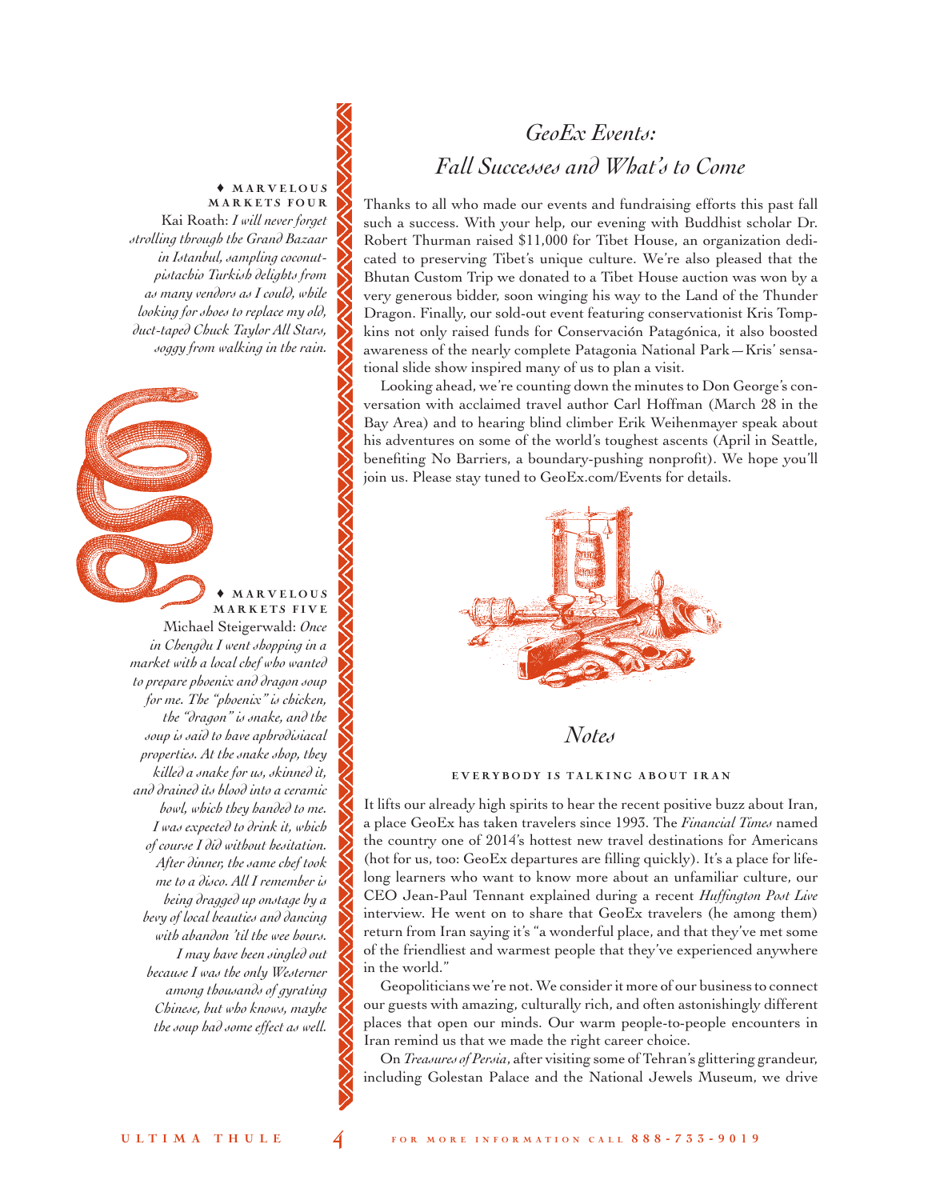♦ **MARVELOUS MARKETS FOUR**

Kai Roath: *I will never forget strolling through the Grand Bazaar in Istanbul, sampling coconut-pistachio Turkish delights from as many vendors as I could, while looking for shoes to replace my old, duct-taped Chuck Taylor All Stars, soggy from walking in the rain.*

♦ **MARVELOUS MARKETS FIVE**

Michael Steigerwald: *Once in Chengdu I went shopping in a market with a local chef who wanted to prepare phoenix and dragon soup for me. The "phoenix" is chicken, the "dragon" is snake, and the soup is said to have aphrodisiacal properties. At the snake shop, they killed a snake for us, skinned it, and drained its blood into a ceramic bowl, which they handed to me. I was expected to drink it, which of course I did without hesitation. After dinner, the same chef took me to a disco. All I remember is being dragged up onstage by a bevy of local beauties and dancing with abandon 'til the wee hours. I may have been singled out because I was the only Westerner among thousands of gyrating Chinese, but who knows, maybe the soup had some effect as well.*

# *GeoEx Events: Fall Successes and What's to Come*

Thanks to all who made our events and fundraising efforts this past fall such a success. With your help, our evening with Buddhist scholar Dr. Robert Thurman raised $11,000 for Tibet House, an organization dedicated to preserving Tibet's unique culture. We're also pleased that the Bhutan Custom Trip we donated to a Tibet House auction was won by a very generous bidder, soon winging his way to the Land of the Thunder Dragon. Finally, our sold-out event featuring conservationist Kris Tompkins not only raised funds for Conservación Patagónica, it also boosted awareness of the nearly complete Patagonia National Park—Kris' sensational slide show inspired many of us to plan a visit.

Looking ahead, we're counting down the minutes to Don George's conversation with acclaimed travel author Carl Hoffman (March 28 in the Bay Area) and to hearing blind climber Erik Weihenmayer speak about his adventures on some of the world's toughest ascents (April in Seattle, benefiting No Barriers, a boundary-pushing nonprofit). We hope you'll join us. Please stay tuned to GeoEx.com/Events for details.

# *Notes*

### EVERYBODY IS TALKING ABOUT IRAN

It lifts our already high spirits to hear the recent positive buzz about Iran, a place GeoEx has taken travelers since 1993. The *Financial Times* named the country one of 2014's hottest new travel destinations for Americans (hot for us, too: GeoEx departures are filling quickly). It's a place for lifelong learners who want to know more about an unfamiliar culture, our CEO Jean-Paul Tennant explained during a recent *Huffington Post Live* interview. He went on to share that GeoEx travelers (he among them) return from Iran saying it's "a wonderful place, and that they've met some of the friendliest and warmest people that they've experienced anywhere in the world."

Geopoliticians we're not. We consider it more of our business to connect our guests with amazing, culturally rich, and often astonishingly different places that open our minds. Our warm people-to-people encounters in Iran remind us that we made the right career choice.

On *Treasures of Persia*, after visiting some of Tehran's glittering grandeur, including Golestan Palace and the National Jewels Museum, we drive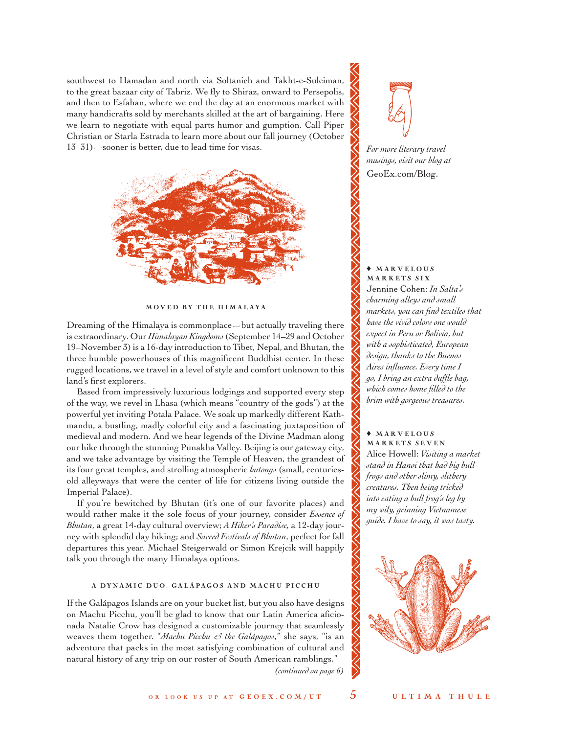southwest to Hamadan and north via Soltanieh and Takht-e-Suleiman, to the great bazaar city of Tabriz. We fly to Shiraz, onward to Persepolis, and then to Esfahan, where we end the day at an enormous market with many handicrafts sold by merchants skilled at the art of bargaining. Here we learn to negotiate with equal parts humor and gumption. Call Piper Christian or Starla Estrada to learn more about our fall journey (October 13–31)—sooner is better, due to lead time for visas.

### MOVED BY THE HIMALAYA

Dreaming of the Himalaya is commonplace—but actually traveling there is extraordinary. Our *Himalayan Kingdoms* (September 14–29 and October 19–November 3) is a 16-day introduction to Tibet, Nepal, and Bhutan, the three humble powerhouses of this magnificent Buddhist center. In these rugged locations, we travel in a level of style and comfort unknown to this land's first explorers.

Based from impressively luxurious lodgings and supported every step of the way, we revel in Lhasa (which means "country of the gods") at the powerful yet inviting Potala Palace. We soak up markedly different Kathmandu, a bustling, madly colorful city and a fascinating juxtaposition of medieval and modern. And we hear legends of the Divine Madman along our hike through the stunning Punakha Valley. Beijing is our gateway city, and we take advantage by visiting the Temple of Heaven, the grandest of its four great temples, and strolling atmospheric *hutongs* (small, centuries-old alleyways that were the center of life for citizens living outside the Imperial Palace).

If you're bewitched by Bhutan (it's one of our favorite places) and would rather make it the sole focus of your journey, consider *Essence of Bhutan*, a great 14-day cultural overview; *A Hiker's Paradise*, a 12-day journey with splendid day hiking; and *Sacred Festivals of Bhutan*, perfect for fall departures this year. Michael Steigerwald or Simon Krejcik will happily talk you through the many Himalaya options.

### A DYNAMIC DUO: GALÁPAGOS AND MACHU PICCHU

If the Galápagos Islands are on your bucket list, but you also have designs on Machu Picchu, you'll be glad to know that our Latin America aficionada Natalie Crow has designed a customizable journey that seamlessly weaves them together. "*Machu Picchu & the Galápagos*," she says, "is an adventure that packs in the most satisfying combination of cultural and natural history of any trip on our roster of South American ramblings."

*(continued on page 6)*

*For more literary travel musings, visit our blog at* GeoEx.com/Blog.

♦ **MARVELOUS MARKETS SIX**

Jennine Cohen: *In Salta's charming alleys and small markets, you can find textiles that have the vivid colors one would expect in Peru or Bolivia, but with a sophisticated, European design, thanks to the Buenos Aires influence. Every time I go, I bring an extra duffle bag, which comes home filled to the brim with gorgeous treasures.*

♦ **MARVELOUS MARKETS SEVEN**

Alice Howell: *Visiting a market stand in Hanoi that had big bull frogs and other slimy, slithery creatures. Then being tricked into eating a bull frog's leg by my wily, grinning Vietnamese guide. I have to say, it was tasty.*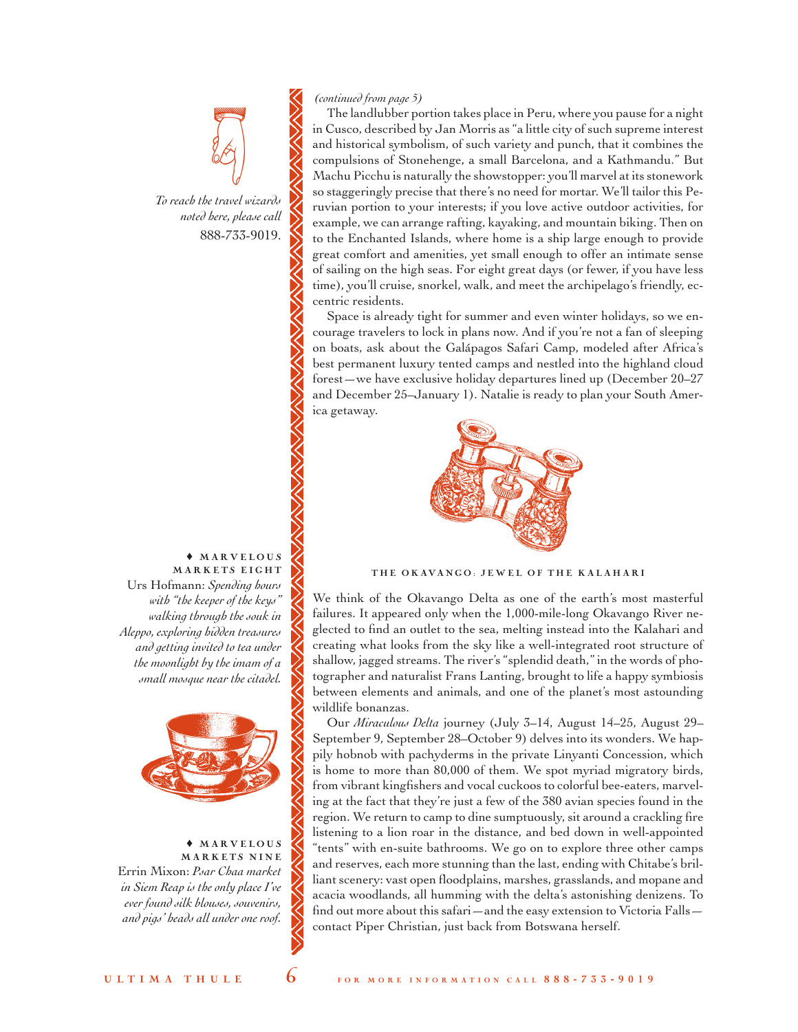*To reach the travel wizards noted here, please call* 888-733-9019.

*(continued from page 5)*

The landlubber portion takes place in Peru, where you pause for a night in Cusco, described by Jan Morris as "a little city of such supreme interest and historical symbolism, of such variety and punch, that it combines the compulsions of Stonehenge, a small Barcelona, and a Kathmandu." But Machu Picchu is naturally the showstopper: you'll marvel at its stonework so staggeringly precise that there's no need for mortar. We'll tailor this Peruvian portion to your interests; if you love active outdoor activities, for example, we can arrange rafting, kayaking, and mountain biking. Then on to the Enchanted Islands, where home is a ship large enough to provide great comfort and amenities, yet small enough to offer an intimate sense of sailing on the high seas. For eight great days (or fewer, if you have less time), you'll cruise, snorkel, walk, and meet the archipelago's friendly, eccentric residents.

Space is already tight for summer and even winter holidays, so we encourage travelers to lock in plans now. And if you're not a fan of sleeping on boats, ask about the Galápagos Safari Camp, modeled after Africa's best permanent luxury tented camps and nestled into the highland cloud forest—we have exclusive holiday departures lined up (December 20–27 and December 25–January 1). Natalie is ready to plan your South America getaway.

**♦ MARVELOUS MARKETS EIGHT**

Urs Hofmann: *Spending hours with "the keeper of the keys" walking through the souk in Aleppo, exploring hidden treasures and getting invited to tea under the moonlight by the imam of a small mosque near the citadel.*

**♦ MARVELOUS MARKETS NINE**

Errin Mixon: *Psar Chaa market in Siem Reap is the only place I've ever found silk blouses, souvenirs, and pigs' heads all under one roof.*

## THE OKAVANGO: JEWEL OF THE KALAHARI

We think of the Okavango Delta as one of the earth's most masterful failures. It appeared only when the 1,000-mile-long Okavango River neglected to find an outlet to the sea, melting instead into the Kalahari and creating what looks from the sky like a well-integrated root structure of shallow, jagged streams. The river's "splendid death," in the words of photographer and naturalist Frans Lanting, brought to life a happy symbiosis between elements and animals, and one of the planet's most astounding wildlife bonanzas.

Our *Miraculous Delta* journey (July 3–14, August 14–25, August 29–September 9, September 28–October 9) delves into its wonders. We happily hobnob with pachyderms in the private Linyanti Concession, which is home to more than 80,000 of them. We spot myriad migratory birds, from vibrant kingfishers and vocal cuckoos to colorful bee-eaters, marveling at the fact that they're just a few of the 380 avian species found in the region. We return to camp to dine sumptuously, sit around a crackling fire listening to a lion roar in the distance, and bed down in well-appointed "tents" with en-suite bathrooms. We go on to explore three other camps and reserves, each more stunning than the last, ending with Chitabe's brilliant scenery: vast open floodplains, marshes, grasslands, and mopane and acacia woodlands, all humming with the delta's astonishing denizens. To find out more about this safari—and the easy extension to Victoria Falls—contact Piper Christian, just back from Botswana herself.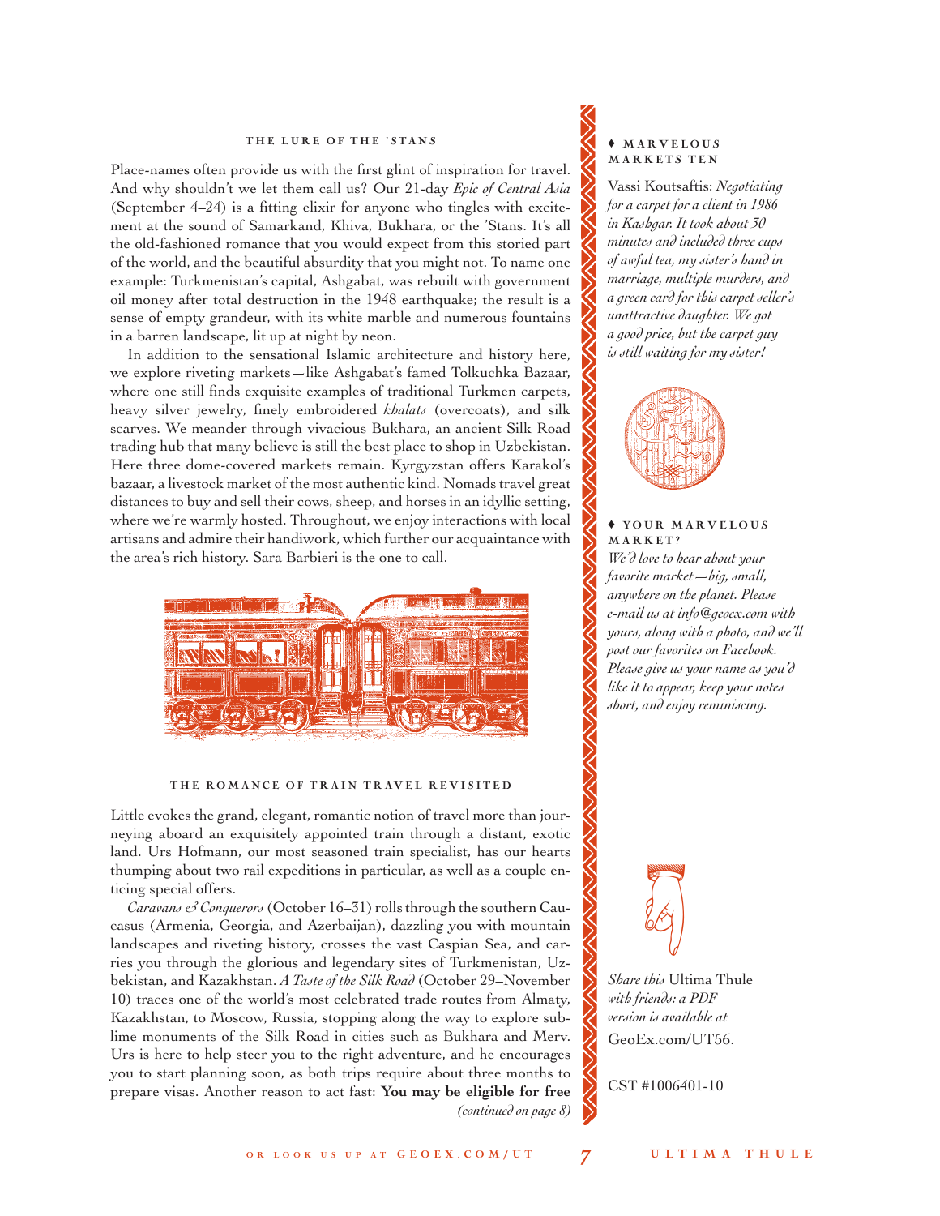## THE LURE OF THE 'STANS

Place-names often provide us with the first glint of inspiration for travel. And why shouldn't we let them call us? Our 21-day *Epic of Central Asia* (September 4–24) is a fitting elixir for anyone who tingles with excitement at the sound of Samarkand, Khiva, Bukhara, or the 'Stans. It's all the old-fashioned romance that you would expect from this storied part of the world, and the beautiful absurdity that you might not. To name one example: Turkmenistan's capital, Ashgabat, was rebuilt with government oil money after total destruction in the 1948 earthquake; the result is a sense of empty grandeur, with its white marble and numerous fountains in a barren landscape, lit up at night by neon.

In addition to the sensational Islamic architecture and history here, we explore riveting markets—like Ashgabat's famed Tolkuchka Bazaar, where one still finds exquisite examples of traditional Turkmen carpets, heavy silver jewelry, finely embroidered *khalats* (overcoats), and silk scarves. We meander through vivacious Bukhara, an ancient Silk Road trading hub that many believe is still the best place to shop in Uzbekistan. Here three dome-covered markets remain. Kyrgyzstan offers Karakol's bazaar, a livestock market of the most authentic kind. Nomads travel great distances to buy and sell their cows, sheep, and horses in an idyllic setting, where we're warmly hosted. Throughout, we enjoy interactions with local artisans and admire their handiwork, which further our acquaintance with the area's rich history. Sara Barbieri is the one to call.

## THE ROMANCE OF TRAIN TRAVEL REVISITED

Little evokes the grand, elegant, romantic notion of travel more than journeying aboard an exquisitely appointed train through a distant, exotic land. Urs Hofmann, our most seasoned train specialist, has our hearts thumping about two rail expeditions in particular, as well as a couple enticing special offers.

*Caravans & Conquerors* (October 16–31) rolls through the southern Caucasus (Armenia, Georgia, and Azerbaijan), dazzling you with mountain landscapes and riveting history, crosses the vast Caspian Sea, and carries you through the glorious and legendary sites of Turkmenistan, Uzbekistan, and Kazakhstan. *A Taste of the Silk Road* (October 29–November 10) traces one of the world's most celebrated trade routes from Almaty, Kazakhstan, to Moscow, Russia, stopping along the way to explore sublime monuments of the Silk Road in cities such as Bukhara and Merv. Urs is here to help steer you to the right adventure, and he encourages you to start planning soon, as both trips require about three months to prepare visas. Another reason to act fast: **You may be eligible for free**

*(continued on page 8)*

### ♦ MARVELOUS MARKETS TEN

Vassi Koutsaftis: *Negotiating for a carpet for a client in 1986 in Kashgar. It took about 30 minutes and included three cups of awful tea, my sister's hand in marriage, multiple murders, and a green card for this carpet seller's unattractive daughter. We got a good price, but the carpet guy is still waiting for my sister!*

### ♦ YOUR MARVELOUS MARKET?

*We'd love to hear about your favorite market—big, small, anywhere on the planet. Please e-mail us at info@geoex.com with yours, along with a photo, and we'll post our favorites on Facebook. Please give us your name as you'd like it to appear; keep your notes short, and enjoy reminiscing.*

*Share this* Ultima Thule *with friends: a PDF version is available at* GeoEx.com/UT56.

CST #1006401-10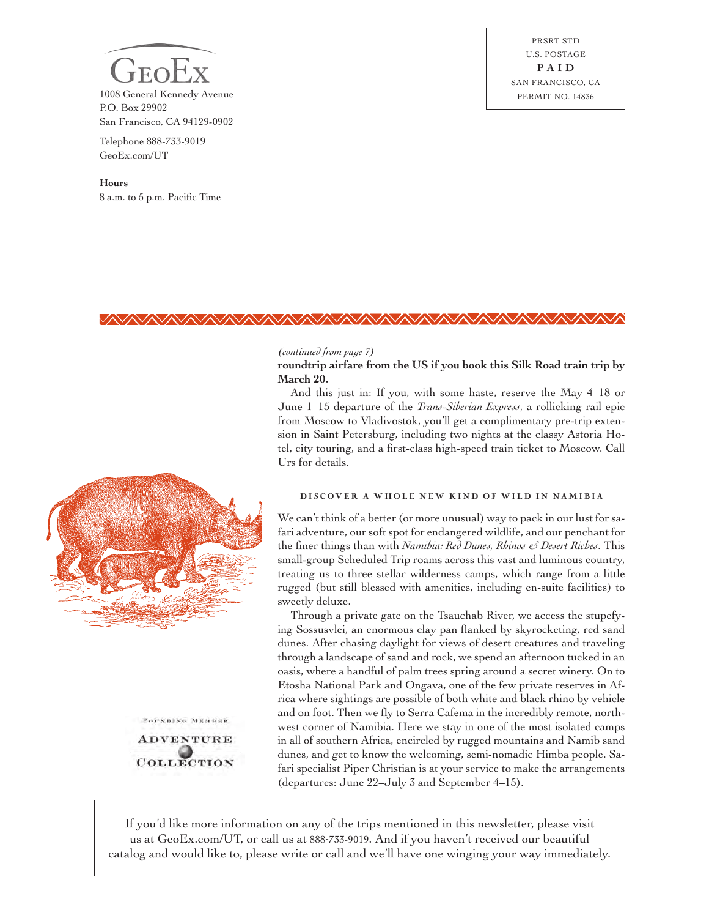GeoEx
1008 General Kennedy Avenue
P.O. Box 29902
San Francisco, CA 94129-0902

Telephone 888-733-9019
GeoEx.com/UT

**Hours**
8 a.m. to 5 p.m. Pacific Time

PRSRT STD
U.S. POSTAGE
**PAID**
SAN FRANCISCO, CA
PERMIT NO. 14836

*(continued from page 7)*
**roundtrip airfare from the US if you book this Silk Road train trip by March 20.**

And this just in: If you, with some haste, reserve the May 4–18 or June 1–15 departure of the *Trans-Siberian Express*, a rollicking rail epic from Moscow to Vladivostok, you'll get a complimentary pre-trip extension in Saint Petersburg, including two nights at the classy Astoria Hotel, city touring, and a first-class high-speed train ticket to Moscow. Call Urs for details.

### DISCOVER A WHOLE NEW KIND OF WILD IN NAMIBIA

We can't think of a better (or more unusual) way to pack in our lust for safari adventure, our soft spot for endangered wildlife, and our penchant for the finer things than with *Namibia: Red Dunes, Rhinos & Desert Riches*. This small-group Scheduled Trip roams across this vast and luminous country, treating us to three stellar wilderness camps, which range from a little rugged (but still blessed with amenities, including en-suite facilities) to sweetly deluxe.

Through a private gate on the Tsauchab River, we access the stupefying Sossusvlei, an enormous clay pan flanked by skyrocketing, red sand dunes. After chasing daylight for views of desert creatures and traveling through a landscape of sand and rock, we spend an afternoon tucked in an oasis, where a handful of palm trees spring around a secret winery. On to Etosha National Park and Ongava, one of the few private reserves in Africa where sightings are possible of both white and black rhino by vehicle and on foot. Then we fly to Serra Cafema in the incredibly remote, northwest corner of Namibia. Here we stay in one of the most isolated camps in all of southern Africa, encircled by rugged mountains and Namib sand dunes, and get to know the welcoming, semi-nomadic Himba people. Safari specialist Piper Christian is at your service to make the arrangements (departures: June 22–July 3 and September 4–15).

FOUNDING MEMBER
ADVENTURE COLLECTION

If you'd like more information on any of the trips mentioned in this newsletter, please visit us at GeoEx.com/UT, or call us at 888-733-9019. And if you haven't received our beautiful catalog and would like to, please write or call and we'll have one winging your way immediately.